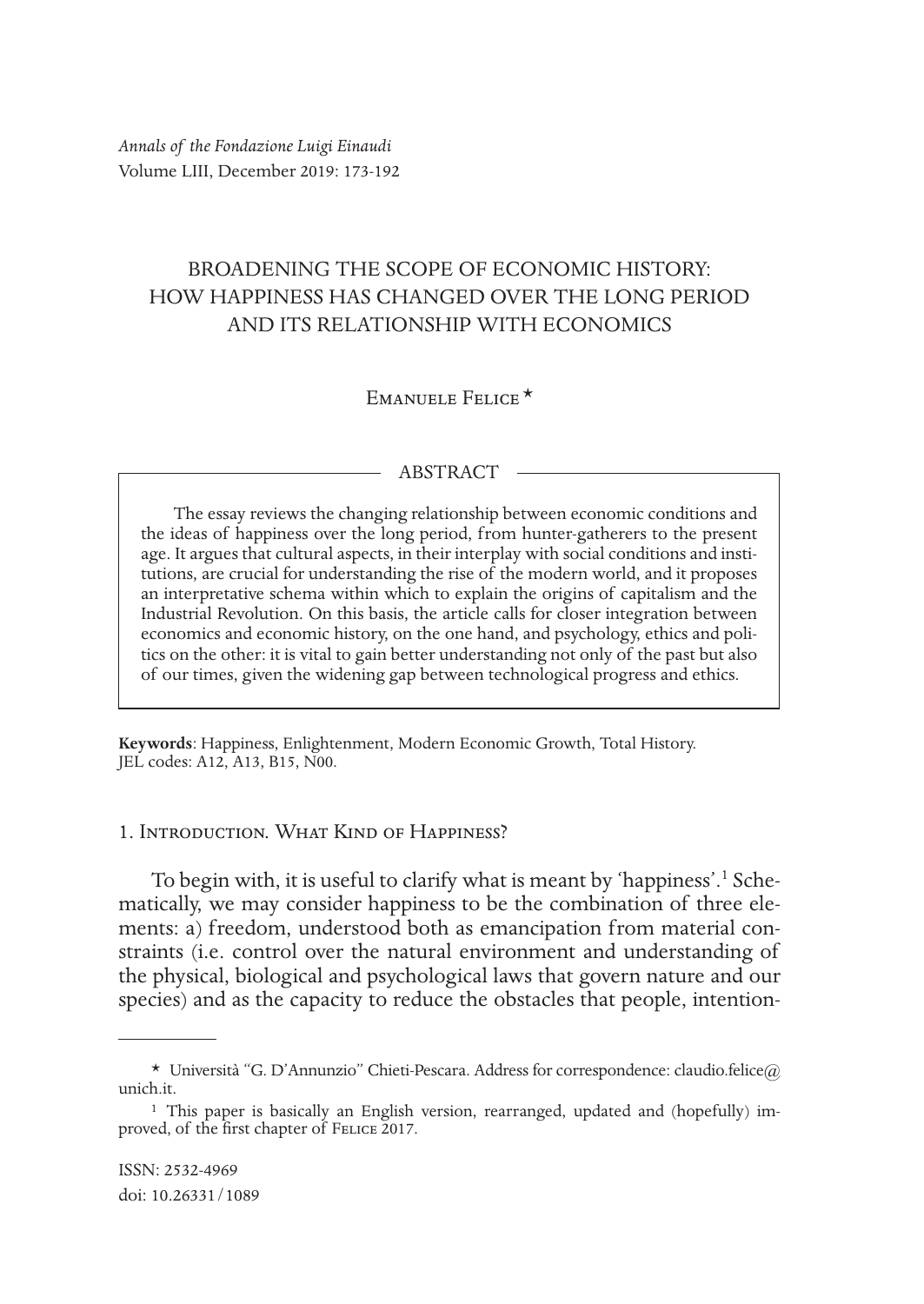*Annals of the Fondazione Luigi Einaudi*
Volume LIII, December 2019: 173-192

# BROADENING THE SCOPE OF ECONOMIC HISTORY: HOW HAPPINESS HAS CHANGED OVER THE LONG PERIOD AND ITS RELATIONSHIP WITH ECONOMICS

Emanuele Felice *

## ABSTRACT

The essay reviews the changing relationship between economic conditions and the ideas of happiness over the long period, from hunter-gatherers to the present age. It argues that cultural aspects, in their interplay with social conditions and institutions, are crucial for understanding the rise of the modern world, and it proposes an interpretative schema within which to explain the origins of capitalism and the Industrial Revolution. On this basis, the article calls for closer integration between economics and economic history, on the one hand, and psychology, ethics and politics on the other: it is vital to gain better understanding not only of the past but also of our times, given the widening gap between technological progress and ethics.

**Keywords**: Happiness, Enlightenment, Modern Economic Growth, Total History.
JEL codes: A12, A13, B15, N00.

## 1. Introduction. What Kind of Happiness?

To begin with, it is useful to clarify what is meant by 'happiness'.[1] Schematically, we may consider happiness to be the combination of three elements: a) freedom, understood both as emancipation from material constraints (i.e. control over the natural environment and understanding of the physical, biological and psychological laws that govern nature and our species) and as the capacity to reduce the obstacles that people, intention-

---

* Università "G. D'Annunzio" Chieti-Pescara. Address for correspondence: claudio.felice@unich.it.

[1] This paper is basically an English version, rearranged, updated and (hopefully) improved, of the first chapter of Felice 2017.

ISSN: 2532-4969
doi: 10.26331/1089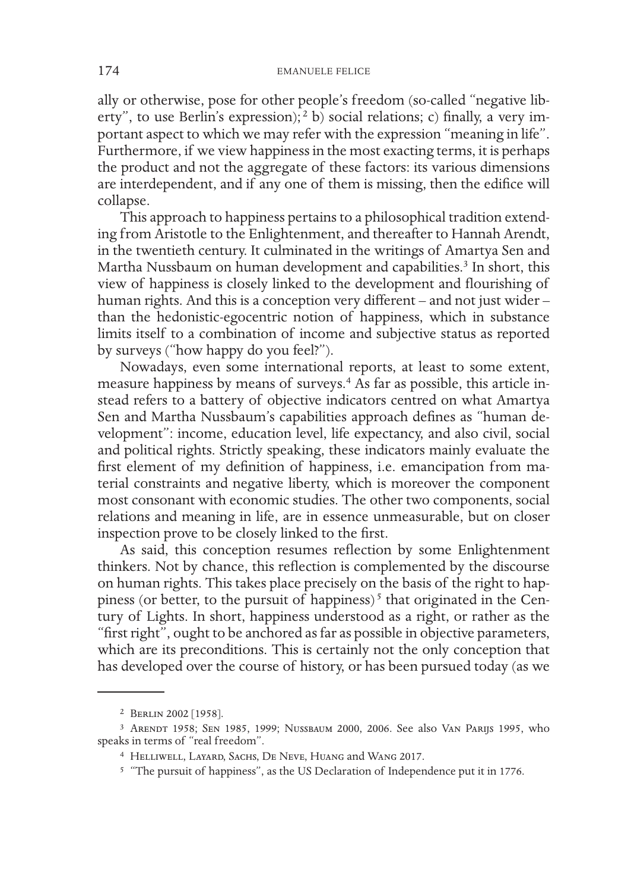ally or otherwise, pose for other people's freedom (so-called "negative liberty", to use Berlin's expression);[2] b) social relations; c) finally, a very important aspect to which we may refer with the expression "meaning in life". Furthermore, if we view happiness in the most exacting terms, it is perhaps the product and not the aggregate of these factors: its various dimensions are interdependent, and if any one of them is missing, then the edifice will collapse.

This approach to happiness pertains to a philosophical tradition extending from Aristotle to the Enlightenment, and thereafter to Hannah Arendt, in the twentieth century. It culminated in the writings of Amartya Sen and Martha Nussbaum on human development and capabilities.[3] In short, this view of happiness is closely linked to the development and flourishing of human rights. And this is a conception very different – and not just wider – than the hedonistic-egocentric notion of happiness, which in substance limits itself to a combination of income and subjective status as reported by surveys ("how happy do you feel?").

Nowadays, even some international reports, at least to some extent, measure happiness by means of surveys.[4] As far as possible, this article instead refers to a battery of objective indicators centred on what Amartya Sen and Martha Nussbaum's capabilities approach defines as "human development": income, education level, life expectancy, and also civil, social and political rights. Strictly speaking, these indicators mainly evaluate the first element of my definition of happiness, i.e. emancipation from material constraints and negative liberty, which is moreover the component most consonant with economic studies. The other two components, social relations and meaning in life, are in essence unmeasurable, but on closer inspection prove to be closely linked to the first.

As said, this conception resumes reflection by some Enlightenment thinkers. Not by chance, this reflection is complemented by the discourse on human rights. This takes place precisely on the basis of the right to happiness (or better, to the pursuit of happiness)[5] that originated in the Century of Lights. In short, happiness understood as a right, or rather as the "first right", ought to be anchored as far as possible in objective parameters, which are its preconditions. This is certainly not the only conception that has developed over the course of history, or has been pursued today (as we

---

[2] Berlin 2002 [1958].

[3] Arendt 1958; Sen 1985, 1999; Nussbaum 2000, 2006. See also Van Parijs 1995, who speaks in terms of "real freedom".

[4] Helliwell, Layard, Sachs, De Neve, Huang and Wang 2017.

[5] "The pursuit of happiness", as the US Declaration of Independence put it in 1776.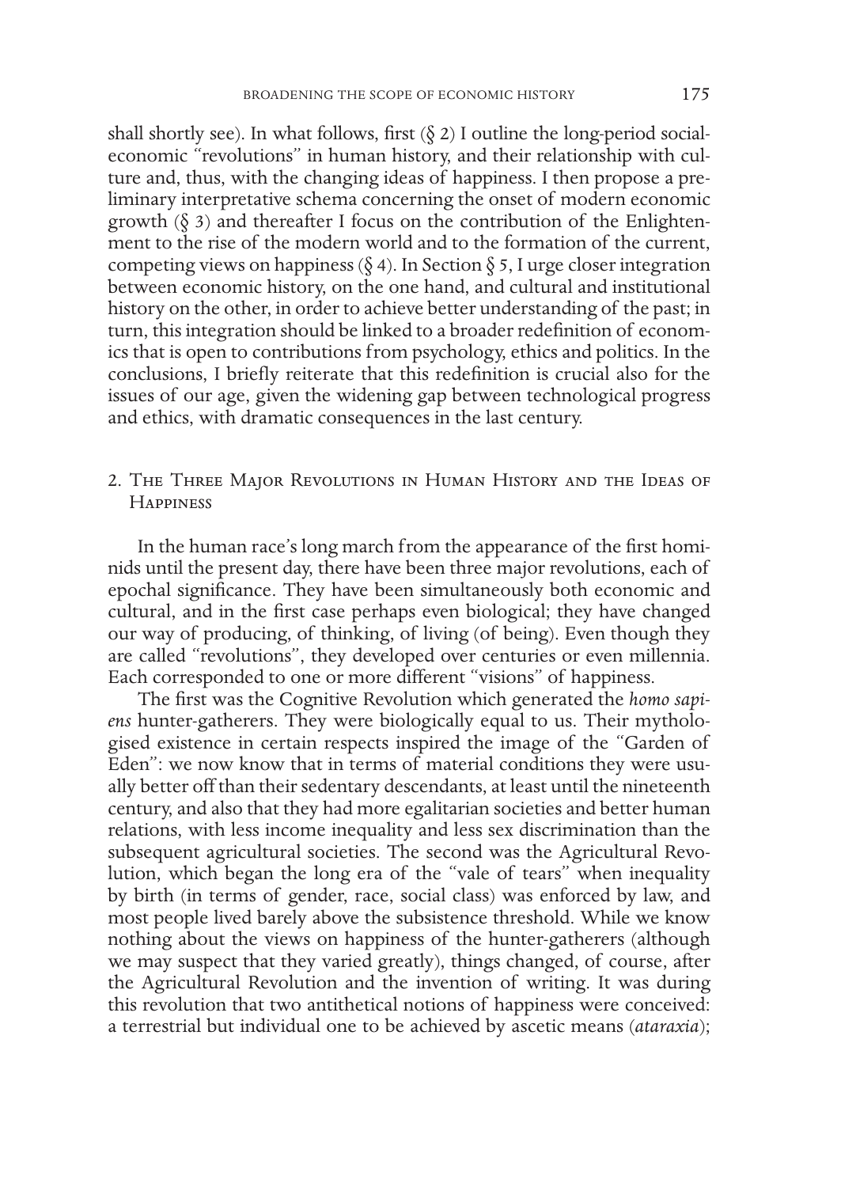shall shortly see). In what follows, first (§ 2) I outline the long-period social-economic "revolutions" in human history, and their relationship with culture and, thus, with the changing ideas of happiness. I then propose a preliminary interpretative schema concerning the onset of modern economic growth (§ 3) and thereafter I focus on the contribution of the Enlightenment to the rise of the modern world and to the formation of the current, competing views on happiness (§ 4). In Section § 5, I urge closer integration between economic history, on the one hand, and cultural and institutional history on the other, in order to achieve better understanding of the past; in turn, this integration should be linked to a broader redefinition of economics that is open to contributions from psychology, ethics and politics. In the conclusions, I briefly reiterate that this redefinition is crucial also for the issues of our age, given the widening gap between technological progress and ethics, with dramatic consequences in the last century.

## 2. The Three Major Revolutions in Human History and the Ideas of Happiness

In the human race's long march from the appearance of the first hominids until the present day, there have been three major revolutions, each of epochal significance. They have been simultaneously both economic and cultural, and in the first case perhaps even biological; they have changed our way of producing, of thinking, of living (of being). Even though they are called "revolutions", they developed over centuries or even millennia. Each corresponded to one or more different "visions" of happiness.

The first was the Cognitive Revolution which generated the *homo sapiens* hunter-gatherers. They were biologically equal to us. Their mythologised existence in certain respects inspired the image of the "Garden of Eden": we now know that in terms of material conditions they were usually better off than their sedentary descendants, at least until the nineteenth century, and also that they had more egalitarian societies and better human relations, with less income inequality and less sex discrimination than the subsequent agricultural societies. The second was the Agricultural Revolution, which began the long era of the "vale of tears" when inequality by birth (in terms of gender, race, social class) was enforced by law, and most people lived barely above the subsistence threshold. While we know nothing about the views on happiness of the hunter-gatherers (although we may suspect that they varied greatly), things changed, of course, after the Agricultural Revolution and the invention of writing. It was during this revolution that two antithetical notions of happiness were conceived: a terrestrial but individual one to be achieved by ascetic means (*ataraxia*);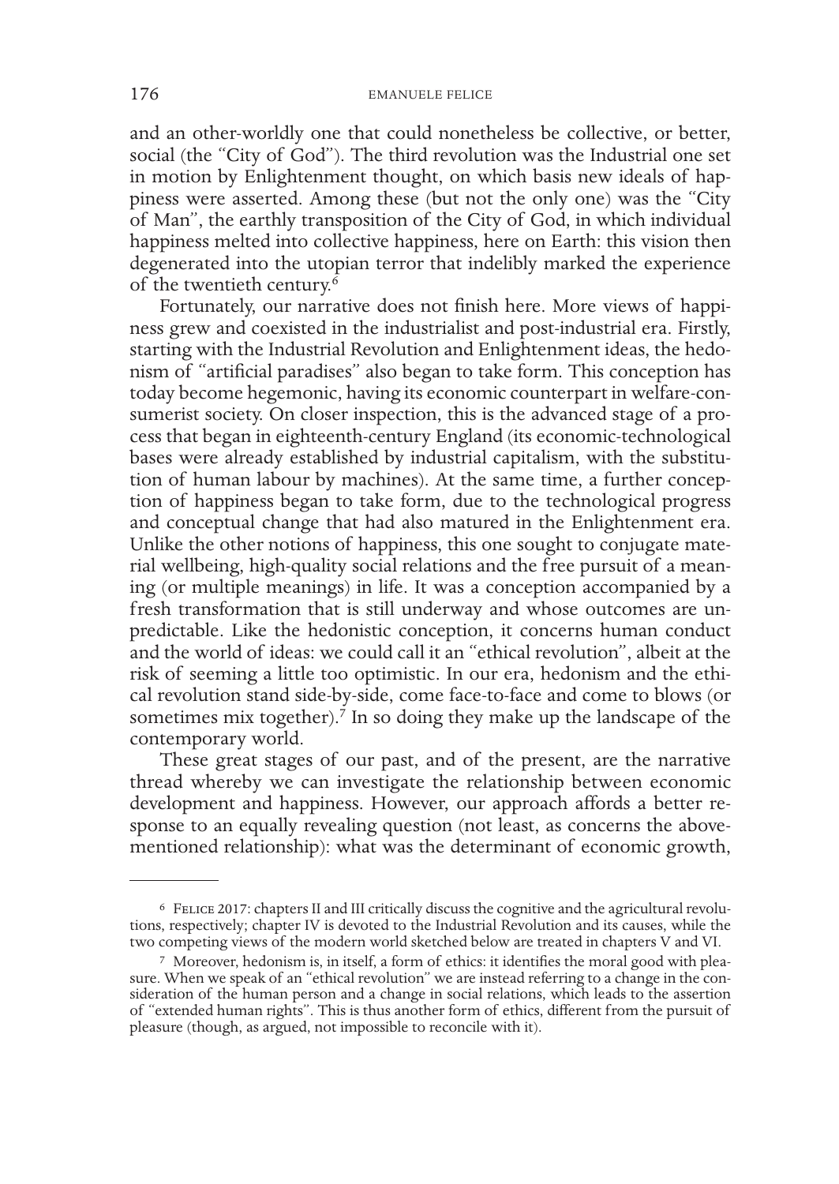and an other-worldly one that could nonetheless be collective, or better, social (the "City of God"). The third revolution was the Industrial one set in motion by Enlightenment thought, on which basis new ideals of happiness were asserted. Among these (but not the only one) was the "City of Man", the earthly transposition of the City of God, in which individual happiness melted into collective happiness, here on Earth: this vision then degenerated into the utopian terror that indelibly marked the experience of the twentieth century.[6]

Fortunately, our narrative does not finish here. More views of happiness grew and coexisted in the industrialist and post-industrial era. Firstly, starting with the Industrial Revolution and Enlightenment ideas, the hedonism of "artificial paradises" also began to take form. This conception has today become hegemonic, having its economic counterpart in welfare-consumerist society. On closer inspection, this is the advanced stage of a process that began in eighteenth-century England (its economic-technological bases were already established by industrial capitalism, with the substitution of human labour by machines). At the same time, a further conception of happiness began to take form, due to the technological progress and conceptual change that had also matured in the Enlightenment era. Unlike the other notions of happiness, this one sought to conjugate material wellbeing, high-quality social relations and the free pursuit of a meaning (or multiple meanings) in life. It was a conception accompanied by a fresh transformation that is still underway and whose outcomes are unpredictable. Like the hedonistic conception, it concerns human conduct and the world of ideas: we could call it an "ethical revolution", albeit at the risk of seeming a little too optimistic. In our era, hedonism and the ethical revolution stand side-by-side, come face-to-face and come to blows (or sometimes mix together).[7] In so doing they make up the landscape of the contemporary world.

These great stages of our past, and of the present, are the narrative thread whereby we can investigate the relationship between economic development and happiness. However, our approach affords a better response to an equally revealing question (not least, as concerns the abovementioned relationship): what was the determinant of economic growth,

---

[6] Felice 2017: chapters II and III critically discuss the cognitive and the agricultural revolutions, respectively; chapter IV is devoted to the Industrial Revolution and its causes, while the two competing views of the modern world sketched below are treated in chapters V and VI.

[7] Moreover, hedonism is, in itself, a form of ethics: it identifies the moral good with pleasure. When we speak of an "ethical revolution" we are instead referring to a change in the consideration of the human person and a change in social relations, which leads to the assertion of "extended human rights". This is thus another form of ethics, different from the pursuit of pleasure (though, as argued, not impossible to reconcile with it).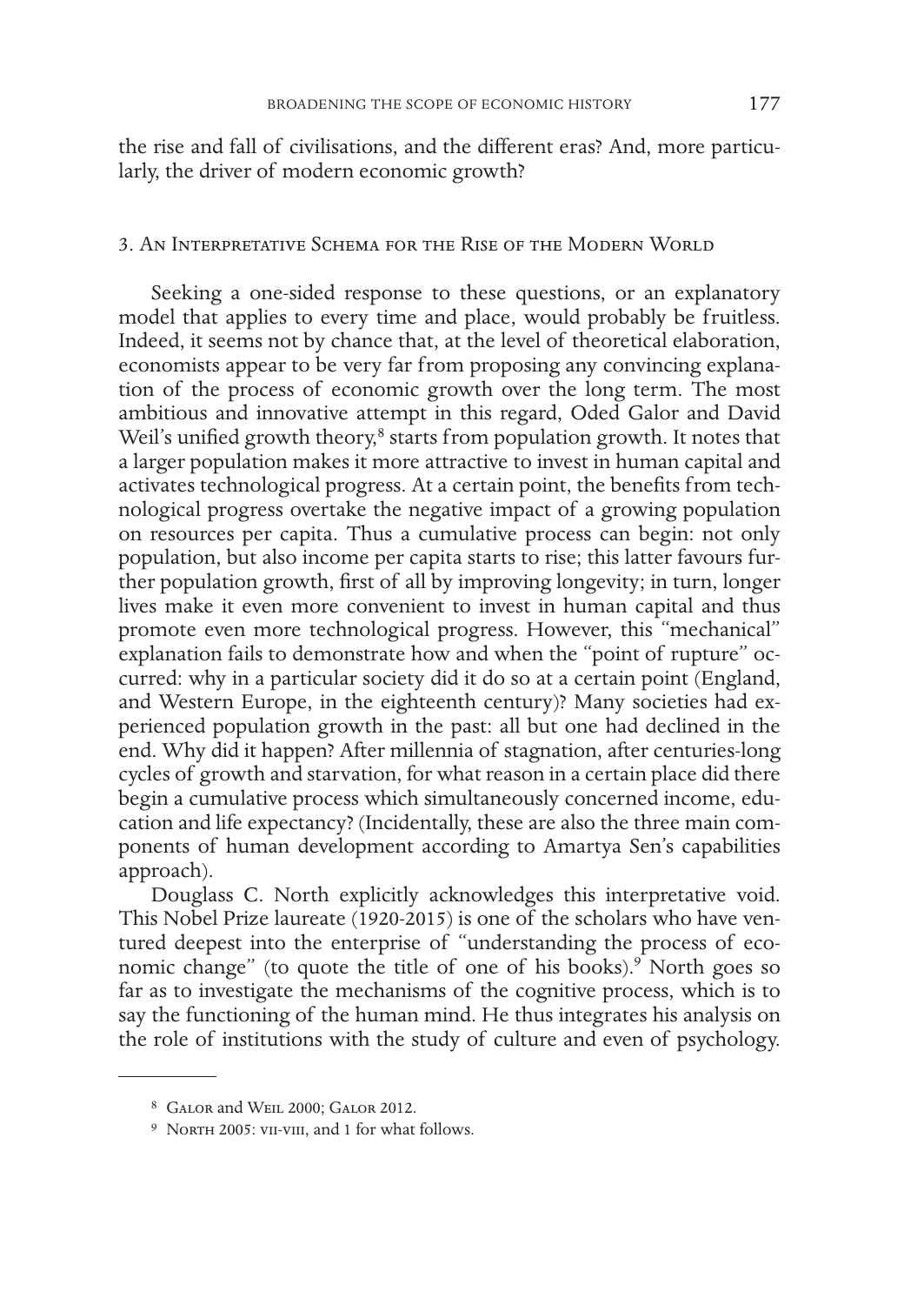the rise and fall of civilisations, and the different eras? And, more particularly, the driver of modern economic growth?

## 3. An Interpretative Schema for the Rise of the Modern World

Seeking a one-sided response to these questions, or an explanatory model that applies to every time and place, would probably be fruitless. Indeed, it seems not by chance that, at the level of theoretical elaboration, economists appear to be very far from proposing any convincing explanation of the process of economic growth over the long term. The most ambitious and innovative attempt in this regard, Oded Galor and David Weil's unified growth theory,[8] starts from population growth. It notes that a larger population makes it more attractive to invest in human capital and activates technological progress. At a certain point, the benefits from technological progress overtake the negative impact of a growing population on resources per capita. Thus a cumulative process can begin: not only population, but also income per capita starts to rise; this latter favours further population growth, first of all by improving longevity; in turn, longer lives make it even more convenient to invest in human capital and thus promote even more technological progress. However, this "mechanical" explanation fails to demonstrate how and when the "point of rupture" occurred: why in a particular society did it do so at a certain point (England, and Western Europe, in the eighteenth century)? Many societies had experienced population growth in the past: all but one had declined in the end. Why did it happen? After millennia of stagnation, after centuries-long cycles of growth and starvation, for what reason in a certain place did there begin a cumulative process which simultaneously concerned income, education and life expectancy? (Incidentally, these are also the three main components of human development according to Amartya Sen's capabilities approach).

Douglass C. North explicitly acknowledges this interpretative void. This Nobel Prize laureate (1920-2015) is one of the scholars who have ventured deepest into the enterprise of "understanding the process of economic change" (to quote the title of one of his books).[9] North goes so far as to investigate the mechanisms of the cognitive process, which is to say the functioning of the human mind. He thus integrates his analysis on the role of institutions with the study of culture and even of psychology.

---

[8] Galor and Weil 2000; Galor 2012.

[9] North 2005: vii-viii, and 1 for what follows.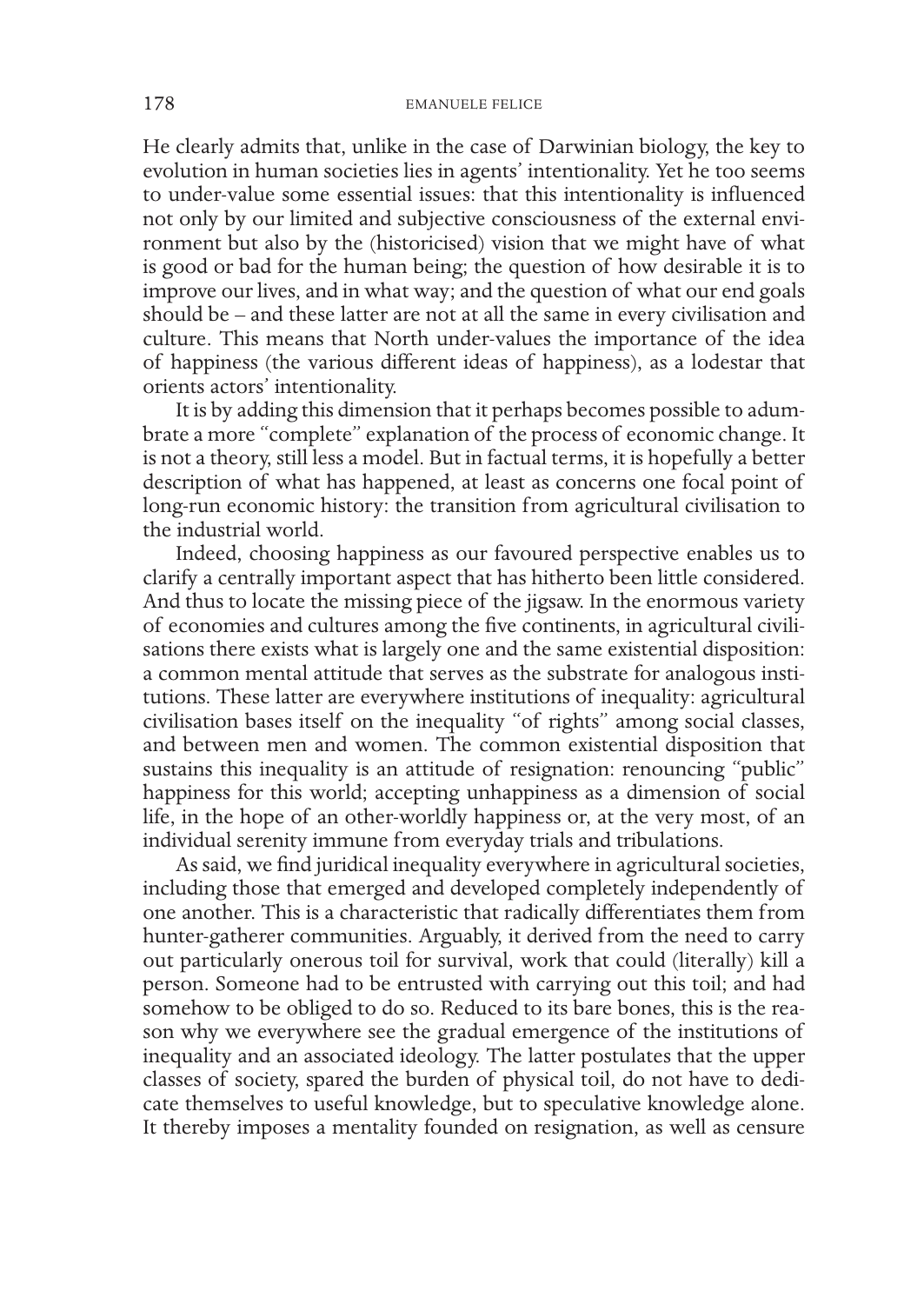He clearly admits that, unlike in the case of Darwinian biology, the key to evolution in human societies lies in agents' intentionality. Yet he too seems to under-value some essential issues: that this intentionality is influenced not only by our limited and subjective consciousness of the external environment but also by the (historicised) vision that we might have of what is good or bad for the human being; the question of how desirable it is to improve our lives, and in what way; and the question of what our end goals should be – and these latter are not at all the same in every civilisation and culture. This means that North under-values the importance of the idea of happiness (the various different ideas of happiness), as a lodestar that orients actors' intentionality.

It is by adding this dimension that it perhaps becomes possible to adumbrate a more "complete" explanation of the process of economic change. It is not a theory, still less a model. But in factual terms, it is hopefully a better description of what has happened, at least as concerns one focal point of long-run economic history: the transition from agricultural civilisation to the industrial world.

Indeed, choosing happiness as our favoured perspective enables us to clarify a centrally important aspect that has hitherto been little considered. And thus to locate the missing piece of the jigsaw. In the enormous variety of economies and cultures among the five continents, in agricultural civilisations there exists what is largely one and the same existential disposition: a common mental attitude that serves as the substrate for analogous institutions. These latter are everywhere institutions of inequality: agricultural civilisation bases itself on the inequality "of rights" among social classes, and between men and women. The common existential disposition that sustains this inequality is an attitude of resignation: renouncing "public" happiness for this world; accepting unhappiness as a dimension of social life, in the hope of an other-worldly happiness or, at the very most, of an individual serenity immune from everyday trials and tribulations.

As said, we find juridical inequality everywhere in agricultural societies, including those that emerged and developed completely independently of one another. This is a characteristic that radically differentiates them from hunter-gatherer communities. Arguably, it derived from the need to carry out particularly onerous toil for survival, work that could (literally) kill a person. Someone had to be entrusted with carrying out this toil; and had somehow to be obliged to do so. Reduced to its bare bones, this is the reason why we everywhere see the gradual emergence of the institutions of inequality and an associated ideology. The latter postulates that the upper classes of society, spared the burden of physical toil, do not have to dedicate themselves to useful knowledge, but to speculative knowledge alone. It thereby imposes a mentality founded on resignation, as well as censure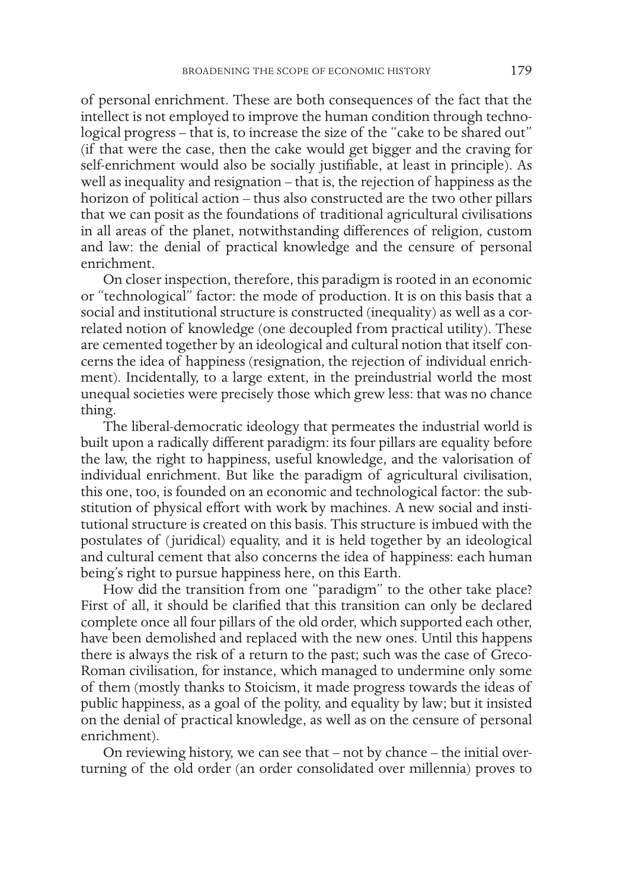of personal enrichment. These are both consequences of the fact that the intellect is not employed to improve the human condition through technological progress – that is, to increase the size of the "cake to be shared out" (if that were the case, then the cake would get bigger and the craving for self-enrichment would also be socially justifiable, at least in principle). As well as inequality and resignation – that is, the rejection of happiness as the horizon of political action – thus also constructed are the two other pillars that we can posit as the foundations of traditional agricultural civilisations in all areas of the planet, notwithstanding differences of religion, custom and law: the denial of practical knowledge and the censure of personal enrichment.

On closer inspection, therefore, this paradigm is rooted in an economic or "technological" factor: the mode of production. It is on this basis that a social and institutional structure is constructed (inequality) as well as a correlated notion of knowledge (one decoupled from practical utility). These are cemented together by an ideological and cultural notion that itself concerns the idea of happiness (resignation, the rejection of individual enrichment). Incidentally, to a large extent, in the preindustrial world the most unequal societies were precisely those which grew less: that was no chance thing.

The liberal-democratic ideology that permeates the industrial world is built upon a radically different paradigm: its four pillars are equality before the law, the right to happiness, useful knowledge, and the valorisation of individual enrichment. But like the paradigm of agricultural civilisation, this one, too, is founded on an economic and technological factor: the substitution of physical effort with work by machines. A new social and institutional structure is created on this basis. This structure is imbued with the postulates of (juridical) equality, and it is held together by an ideological and cultural cement that also concerns the idea of happiness: each human being's right to pursue happiness here, on this Earth.

How did the transition from one "paradigm" to the other take place? First of all, it should be clarified that this transition can only be declared complete once all four pillars of the old order, which supported each other, have been demolished and replaced with the new ones. Until this happens there is always the risk of a return to the past; such was the case of Greco-Roman civilisation, for instance, which managed to undermine only some of them (mostly thanks to Stoicism, it made progress towards the ideas of public happiness, as a goal of the polity, and equality by law; but it insisted on the denial of practical knowledge, as well as on the censure of personal enrichment).

On reviewing history, we can see that – not by chance – the initial overturning of the old order (an order consolidated over millennia) proves to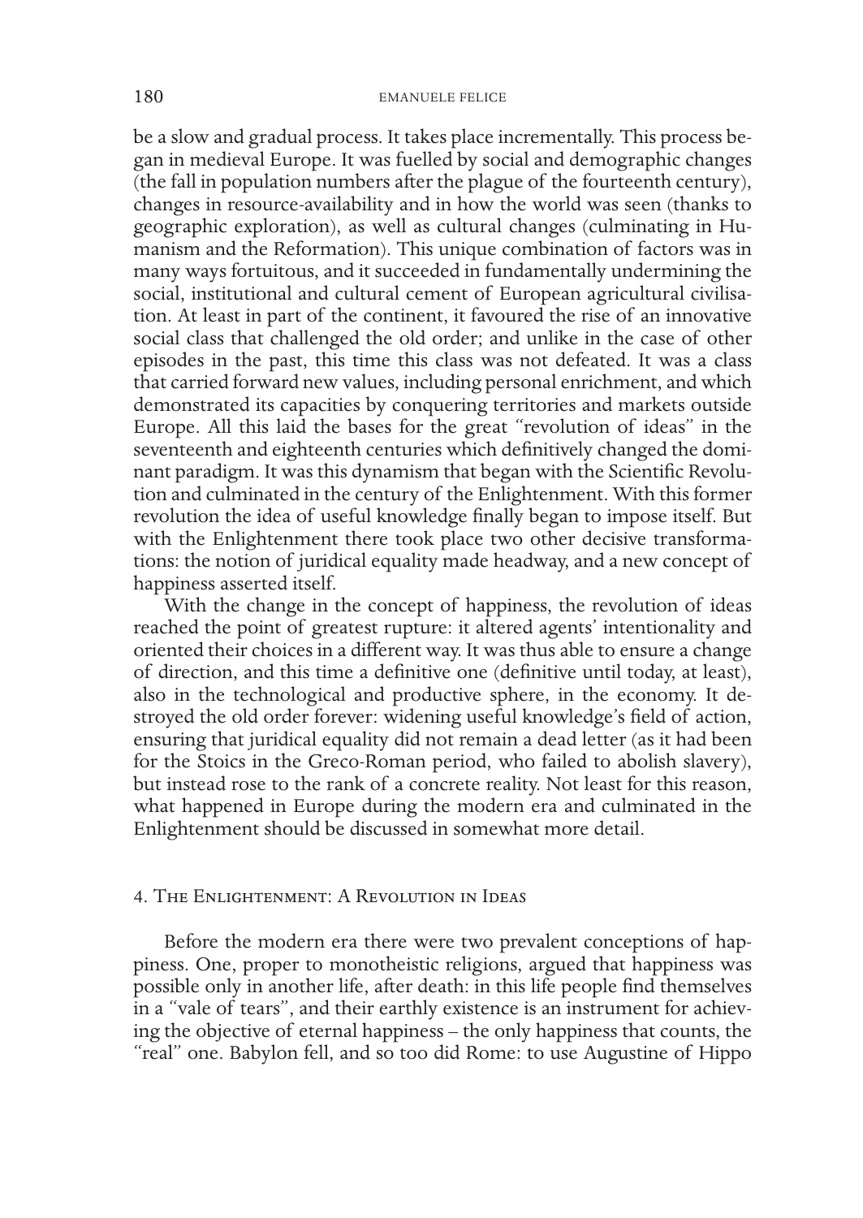be a slow and gradual process. It takes place incrementally. This process began in medieval Europe. It was fuelled by social and demographic changes (the fall in population numbers after the plague of the fourteenth century), changes in resource-availability and in how the world was seen (thanks to geographic exploration), as well as cultural changes (culminating in Humanism and the Reformation). This unique combination of factors was in many ways fortuitous, and it succeeded in fundamentally undermining the social, institutional and cultural cement of European agricultural civilisation. At least in part of the continent, it favoured the rise of an innovative social class that challenged the old order; and unlike in the case of other episodes in the past, this time this class was not defeated. It was a class that carried forward new values, including personal enrichment, and which demonstrated its capacities by conquering territories and markets outside Europe. All this laid the bases for the great "revolution of ideas" in the seventeenth and eighteenth centuries which definitively changed the dominant paradigm. It was this dynamism that began with the Scientific Revolution and culminated in the century of the Enlightenment. With this former revolution the idea of useful knowledge finally began to impose itself. But with the Enlightenment there took place two other decisive transformations: the notion of juridical equality made headway, and a new concept of happiness asserted itself.

With the change in the concept of happiness, the revolution of ideas reached the point of greatest rupture: it altered agents' intentionality and oriented their choices in a different way. It was thus able to ensure a change of direction, and this time a definitive one (definitive until today, at least), also in the technological and productive sphere, in the economy. It destroyed the old order forever: widening useful knowledge's field of action, ensuring that juridical equality did not remain a dead letter (as it had been for the Stoics in the Greco-Roman period, who failed to abolish slavery), but instead rose to the rank of a concrete reality. Not least for this reason, what happened in Europe during the modern era and culminated in the Enlightenment should be discussed in somewhat more detail.

## 4. The Enlightenment: A Revolution in Ideas

Before the modern era there were two prevalent conceptions of happiness. One, proper to monotheistic religions, argued that happiness was possible only in another life, after death: in this life people find themselves in a "vale of tears", and their earthly existence is an instrument for achieving the objective of eternal happiness – the only happiness that counts, the "real" one. Babylon fell, and so too did Rome: to use Augustine of Hippo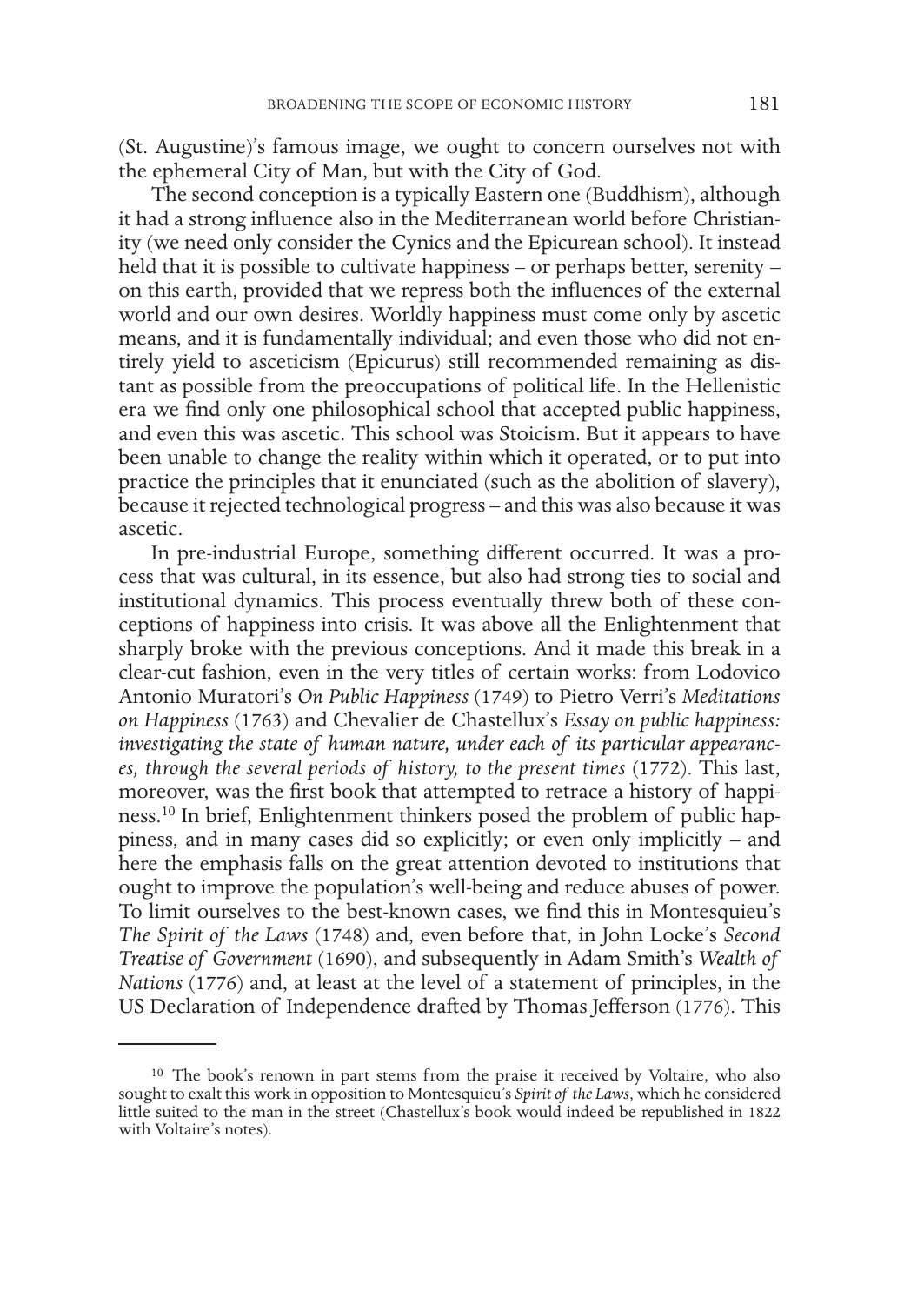(St. Augustine)'s famous image, we ought to concern ourselves not with the ephemeral City of Man, but with the City of God.

The second conception is a typically Eastern one (Buddhism), although it had a strong influence also in the Mediterranean world before Christianity (we need only consider the Cynics and the Epicurean school). It instead held that it is possible to cultivate happiness – or perhaps better, serenity – on this earth, provided that we repress both the influences of the external world and our own desires. Worldly happiness must come only by ascetic means, and it is fundamentally individual; and even those who did not entirely yield to asceticism (Epicurus) still recommended remaining as distant as possible from the preoccupations of political life. In the Hellenistic era we find only one philosophical school that accepted public happiness, and even this was ascetic. This school was Stoicism. But it appears to have been unable to change the reality within which it operated, or to put into practice the principles that it enunciated (such as the abolition of slavery), because it rejected technological progress – and this was also because it was ascetic.

In pre-industrial Europe, something different occurred. It was a process that was cultural, in its essence, but also had strong ties to social and institutional dynamics. This process eventually threw both of these conceptions of happiness into crisis. It was above all the Enlightenment that sharply broke with the previous conceptions. And it made this break in a clear-cut fashion, even in the very titles of certain works: from Lodovico Antonio Muratori's *On Public Happiness* (1749) to Pietro Verri's *Meditations on Happiness* (1763) and Chevalier de Chastellux's *Essay on public happiness: investigating the state of human nature, under each of its particular appearances, through the several periods of history, to the present times* (1772). This last, moreover, was the first book that attempted to retrace a history of happiness.[10] In brief, Enlightenment thinkers posed the problem of public happiness, and in many cases did so explicitly; or even only implicitly – and here the emphasis falls on the great attention devoted to institutions that ought to improve the population's well-being and reduce abuses of power. To limit ourselves to the best-known cases, we find this in Montesquieu's *The Spirit of the Laws* (1748) and, even before that, in John Locke's *Second Treatise of Government* (1690), and subsequently in Adam Smith's *Wealth of Nations* (1776) and, at least at the level of a statement of principles, in the US Declaration of Independence drafted by Thomas Jefferson (1776). This

[10] The book's renown in part stems from the praise it received by Voltaire, who also sought to exalt this work in opposition to Montesquieu's *Spirit of the Laws*, which he considered little suited to the man in the street (Chastellux's book would indeed be republished in 1822 with Voltaire's notes).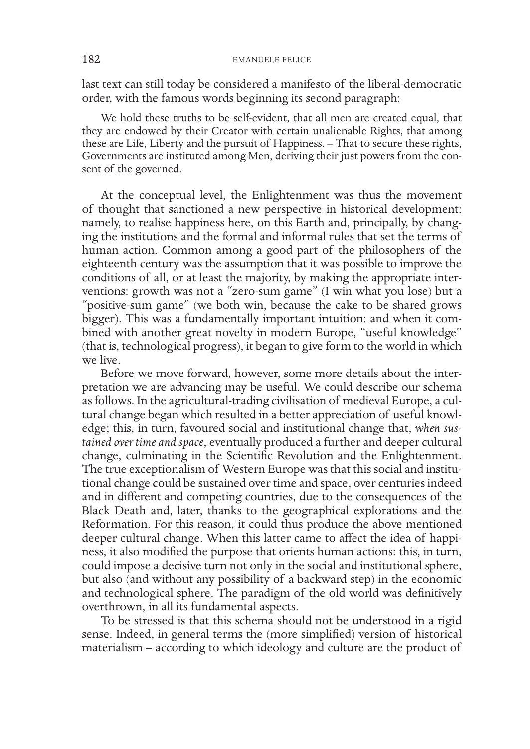last text can still today be considered a manifesto of the liberal-democratic order, with the famous words beginning its second paragraph:

> We hold these truths to be self-evident, that all men are created equal, that they are endowed by their Creator with certain unalienable Rights, that among these are Life, Liberty and the pursuit of Happiness. – That to secure these rights, Governments are instituted among Men, deriving their just powers from the consent of the governed.

At the conceptual level, the Enlightenment was thus the movement of thought that sanctioned a new perspective in historical development: namely, to realise happiness here, on this Earth and, principally, by changing the institutions and the formal and informal rules that set the terms of human action. Common among a good part of the philosophers of the eighteenth century was the assumption that it was possible to improve the conditions of all, or at least the majority, by making the appropriate interventions: growth was not a "zero-sum game" (I win what you lose) but a "positive-sum game" (we both win, because the cake to be shared grows bigger). This was a fundamentally important intuition: and when it combined with another great novelty in modern Europe, "useful knowledge" (that is, technological progress), it began to give form to the world in which we live.

Before we move forward, however, some more details about the interpretation we are advancing may be useful. We could describe our schema as follows. In the agricultural-trading civilisation of medieval Europe, a cultural change began which resulted in a better appreciation of useful knowledge; this, in turn, favoured social and institutional change that, *when sustained over time and space*, eventually produced a further and deeper cultural change, culminating in the Scientific Revolution and the Enlightenment. The true exceptionalism of Western Europe was that this social and institutional change could be sustained over time and space, over centuries indeed and in different and competing countries, due to the consequences of the Black Death and, later, thanks to the geographical explorations and the Reformation. For this reason, it could thus produce the above mentioned deeper cultural change. When this latter came to affect the idea of happiness, it also modified the purpose that orients human actions: this, in turn, could impose a decisive turn not only in the social and institutional sphere, but also (and without any possibility of a backward step) in the economic and technological sphere. The paradigm of the old world was definitively overthrown, in all its fundamental aspects.

To be stressed is that this schema should not be understood in a rigid sense. Indeed, in general terms the (more simplified) version of historical materialism – according to which ideology and culture are the product of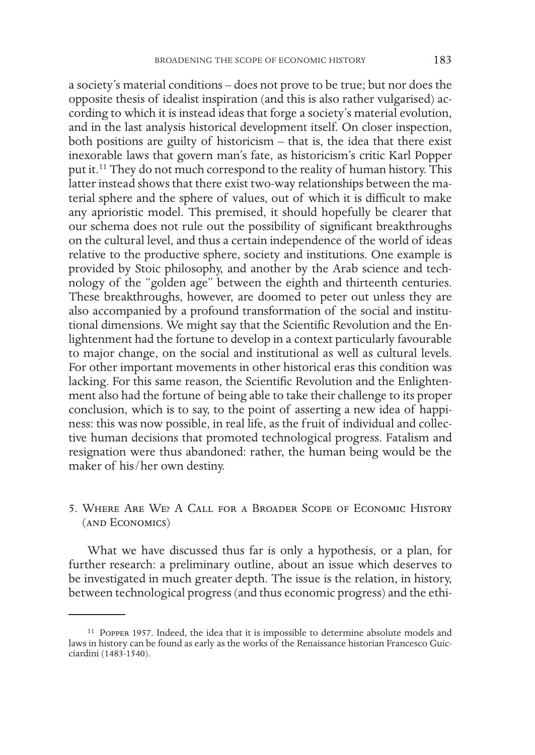a society's material conditions – does not prove to be true; but nor does the opposite thesis of idealist inspiration (and this is also rather vulgarised) according to which it is instead ideas that forge a society's material evolution, and in the last analysis historical development itself. On closer inspection, both positions are guilty of historicism – that is, the idea that there exist inexorable laws that govern man's fate, as historicism's critic Karl Popper put it.[11] They do not much correspond to the reality of human history. This latter instead shows that there exist two-way relationships between the material sphere and the sphere of values, out of which it is difficult to make any aprioristic model. This premised, it should hopefully be clearer that our schema does not rule out the possibility of significant breakthroughs on the cultural level, and thus a certain independence of the world of ideas relative to the productive sphere, society and institutions. One example is provided by Stoic philosophy, and another by the Arab science and technology of the "golden age" between the eighth and thirteenth centuries. These breakthroughs, however, are doomed to peter out unless they are also accompanied by a profound transformation of the social and institutional dimensions. We might say that the Scientific Revolution and the Enlightenment had the fortune to develop in a context particularly favourable to major change, on the social and institutional as well as cultural levels. For other important movements in other historical eras this condition was lacking. For this same reason, the Scientific Revolution and the Enlightenment also had the fortune of being able to take their challenge to its proper conclusion, which is to say, to the point of asserting a new idea of happiness: this was now possible, in real life, as the fruit of individual and collective human decisions that promoted technological progress. Fatalism and resignation were thus abandoned: rather, the human being would be the maker of his/her own destiny.

## 5. Where Are We? A Call for a Broader Scope of Economic History (and Economics)

What we have discussed thus far is only a hypothesis, or a plan, for further research: a preliminary outline, about an issue which deserves to be investigated in much greater depth. The issue is the relation, in history, between technological progress (and thus economic progress) and the ethi-

---

[11] Popper 1957. Indeed, the idea that it is impossible to determine absolute models and laws in history can be found as early as the works of the Renaissance historian Francesco Guicciardini (1483-1540).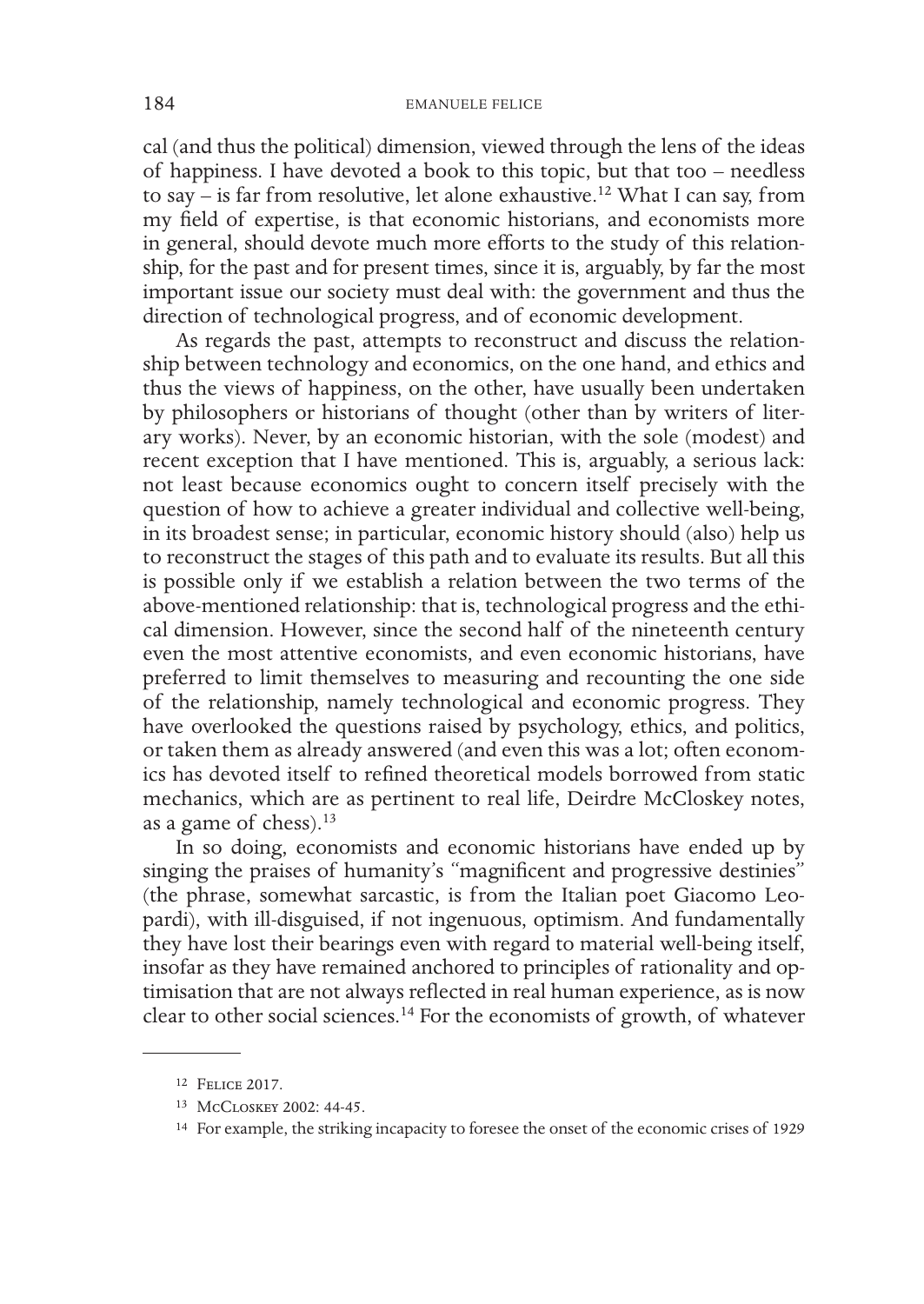cal (and thus the political) dimension, viewed through the lens of the ideas of happiness. I have devoted a book to this topic, but that too – needless to say – is far from resolutive, let alone exhaustive.[12] What I can say, from my field of expertise, is that economic historians, and economists more in general, should devote much more efforts to the study of this relationship, for the past and for present times, since it is, arguably, by far the most important issue our society must deal with: the government and thus the direction of technological progress, and of economic development.

As regards the past, attempts to reconstruct and discuss the relationship between technology and economics, on the one hand, and ethics and thus the views of happiness, on the other, have usually been undertaken by philosophers or historians of thought (other than by writers of literary works). Never, by an economic historian, with the sole (modest) and recent exception that I have mentioned. This is, arguably, a serious lack: not least because economics ought to concern itself precisely with the question of how to achieve a greater individual and collective well-being, in its broadest sense; in particular, economic history should (also) help us to reconstruct the stages of this path and to evaluate its results. But all this is possible only if we establish a relation between the two terms of the above-mentioned relationship: that is, technological progress and the ethical dimension. However, since the second half of the nineteenth century even the most attentive economists, and even economic historians, have preferred to limit themselves to measuring and recounting the one side of the relationship, namely technological and economic progress. They have overlooked the questions raised by psychology, ethics, and politics, or taken them as already answered (and even this was a lot; often economics has devoted itself to refined theoretical models borrowed from static mechanics, which are as pertinent to real life, Deirdre McCloskey notes, as a game of chess).[13]

In so doing, economists and economic historians have ended up by singing the praises of humanity's "magnificent and progressive destinies" (the phrase, somewhat sarcastic, is from the Italian poet Giacomo Leopardi), with ill-disguised, if not ingenuous, optimism. And fundamentally they have lost their bearings even with regard to material well-being itself, insofar as they have remained anchored to principles of rationality and optimisation that are not always reflected in real human experience, as is now clear to other social sciences.[14] For the economists of growth, of whatever

---

[12] Felice 2017.

[13] McCloskey 2002: 44-45.

[14] For example, the striking incapacity to foresee the onset of the economic crises of 1929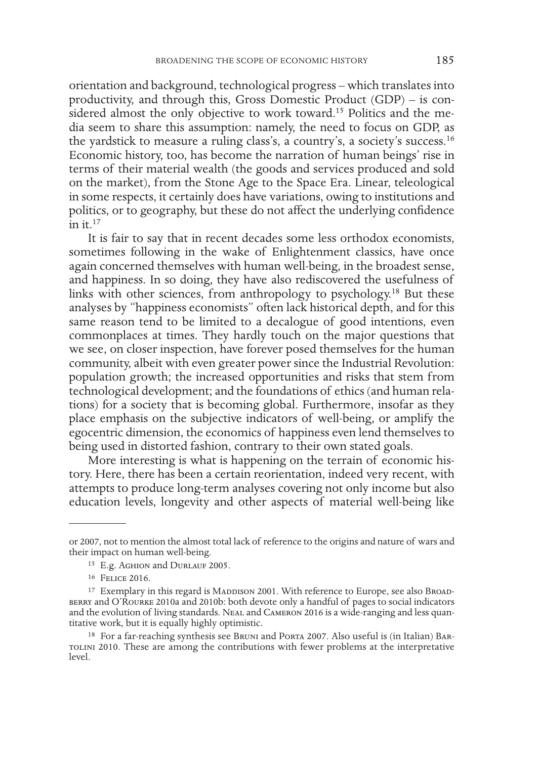orientation and background, technological progress – which translates into productivity, and through this, Gross Domestic Product (GDP) – is considered almost the only objective to work toward.[15] Politics and the media seem to share this assumption: namely, the need to focus on GDP, as the yardstick to measure a ruling class's, a country's, a society's success.[16] Economic history, too, has become the narration of human beings' rise in terms of their material wealth (the goods and services produced and sold on the market), from the Stone Age to the Space Era. Linear, teleological in some respects, it certainly does have variations, owing to institutions and politics, or to geography, but these do not affect the underlying confidence in it.[17]

It is fair to say that in recent decades some less orthodox economists, sometimes following in the wake of Enlightenment classics, have once again concerned themselves with human well-being, in the broadest sense, and happiness. In so doing, they have also rediscovered the usefulness of links with other sciences, from anthropology to psychology.[18] But these analyses by "happiness economists" often lack historical depth, and for this same reason tend to be limited to a decalogue of good intentions, even commonplaces at times. They hardly touch on the major questions that we see, on closer inspection, have forever posed themselves for the human community, albeit with even greater power since the Industrial Revolution: population growth; the increased opportunities and risks that stem from technological development; and the foundations of ethics (and human relations) for a society that is becoming global. Furthermore, insofar as they place emphasis on the subjective indicators of well-being, or amplify the egocentric dimension, the economics of happiness even lend themselves to being used in distorted fashion, contrary to their own stated goals.

More interesting is what is happening on the terrain of economic history. Here, there has been a certain reorientation, indeed very recent, with attempts to produce long-term analyses covering not only income but also education levels, longevity and other aspects of material well-being like

---

or 2007, not to mention the almost total lack of reference to the origins and nature of wars and their impact on human well-being.

[15] E.g. Aghion and Durlauf 2005.

[16] Felice 2016.

[17] Exemplary in this regard is Maddison 2001. With reference to Europe, see also Broadberry and O'Rourke 2010a and 2010b: both devote only a handful of pages to social indicators and the evolution of living standards. Neal and Cameron 2016 is a wide-ranging and less quantitative work, but it is equally highly optimistic.

[18] For a far-reaching synthesis see Bruni and Porta 2007. Also useful is (in Italian) Bartolini 2010. These are among the contributions with fewer problems at the interpretative level.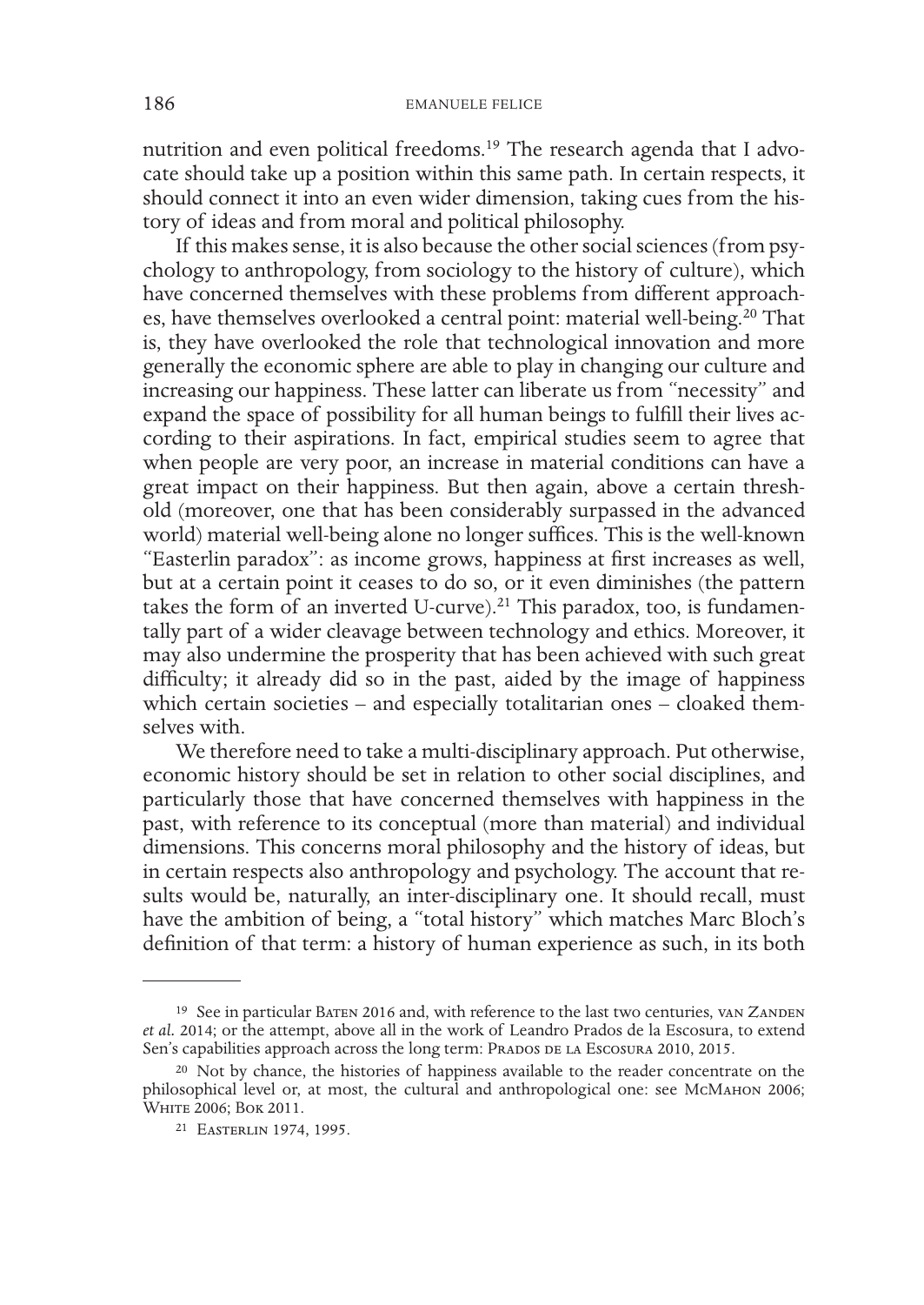nutrition and even political freedoms.[19] The research agenda that I advocate should take up a position within this same path. In certain respects, it should connect it into an even wider dimension, taking cues from the history of ideas and from moral and political philosophy.

If this makes sense, it is also because the other social sciences (from psychology to anthropology, from sociology to the history of culture), which have concerned themselves with these problems from different approaches, have themselves overlooked a central point: material well-being.[20] That is, they have overlooked the role that technological innovation and more generally the economic sphere are able to play in changing our culture and increasing our happiness. These latter can liberate us from "necessity" and expand the space of possibility for all human beings to fulfill their lives according to their aspirations. In fact, empirical studies seem to agree that when people are very poor, an increase in material conditions can have a great impact on their happiness. But then again, above a certain threshold (moreover, one that has been considerably surpassed in the advanced world) material well-being alone no longer suffices. This is the well-known "Easterlin paradox": as income grows, happiness at first increases as well, but at a certain point it ceases to do so, or it even diminishes (the pattern takes the form of an inverted U-curve).[21] This paradox, too, is fundamentally part of a wider cleavage between technology and ethics. Moreover, it may also undermine the prosperity that has been achieved with such great difficulty; it already did so in the past, aided by the image of happiness which certain societies – and especially totalitarian ones – cloaked themselves with.

We therefore need to take a multi-disciplinary approach. Put otherwise, economic history should be set in relation to other social disciplines, and particularly those that have concerned themselves with happiness in the past, with reference to its conceptual (more than material) and individual dimensions. This concerns moral philosophy and the history of ideas, but in certain respects also anthropology and psychology. The account that results would be, naturally, an inter-disciplinary one. It should recall, must have the ambition of being, a "total history" which matches Marc Bloch's definition of that term: a history of human experience as such, in its both

---

[19] See in particular Baten 2016 and, with reference to the last two centuries, van Zanden *et al.* 2014; or the attempt, above all in the work of Leandro Prados de la Escosura, to extend Sen's capabilities approach across the long term: Prados de la Escosura 2010, 2015.

[20] Not by chance, the histories of happiness available to the reader concentrate on the philosophical level or, at most, the cultural and anthropological one: see McMahon 2006; White 2006; Bok 2011.

[21] Easterlin 1974, 1995.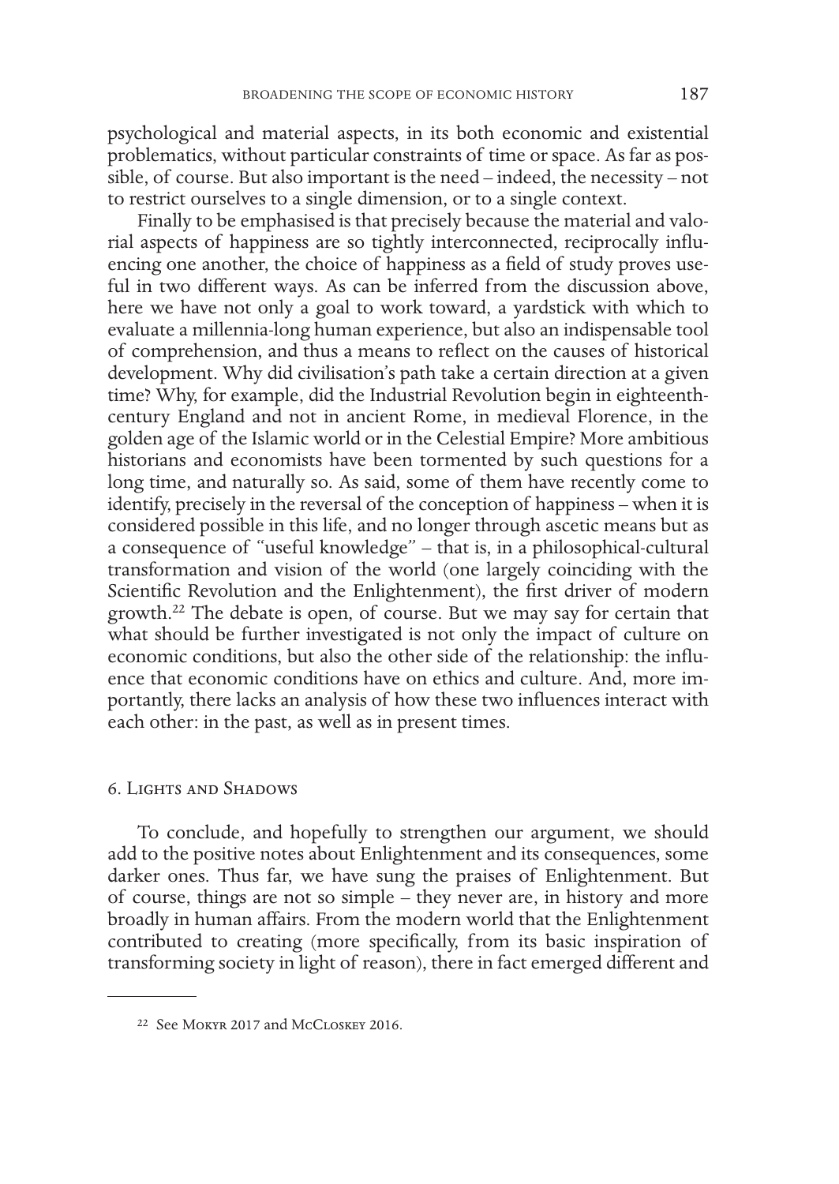psychological and material aspects, in its both economic and existential problematics, without particular constraints of time or space. As far as possible, of course. But also important is the need – indeed, the necessity – not to restrict ourselves to a single dimension, or to a single context.

Finally to be emphasised is that precisely because the material and valorial aspects of happiness are so tightly interconnected, reciprocally influencing one another, the choice of happiness as a field of study proves useful in two different ways. As can be inferred from the discussion above, here we have not only a goal to work toward, a yardstick with which to evaluate a millennia-long human experience, but also an indispensable tool of comprehension, and thus a means to reflect on the causes of historical development. Why did civilisation's path take a certain direction at a given time? Why, for example, did the Industrial Revolution begin in eighteenth-century England and not in ancient Rome, in medieval Florence, in the golden age of the Islamic world or in the Celestial Empire? More ambitious historians and economists have been tormented by such questions for a long time, and naturally so. As said, some of them have recently come to identify, precisely in the reversal of the conception of happiness – when it is considered possible in this life, and no longer through ascetic means but as a consequence of "useful knowledge" – that is, in a philosophical-cultural transformation and vision of the world (one largely coinciding with the Scientific Revolution and the Enlightenment), the first driver of modern growth.[22] The debate is open, of course. But we may say for certain that what should be further investigated is not only the impact of culture on economic conditions, but also the other side of the relationship: the influence that economic conditions have on ethics and culture. And, more importantly, there lacks an analysis of how these two influences interact with each other: in the past, as well as in present times.

## 6. Lights and Shadows

To conclude, and hopefully to strengthen our argument, we should add to the positive notes about Enlightenment and its consequences, some darker ones. Thus far, we have sung the praises of Enlightenment. But of course, things are not so simple – they never are, in history and more broadly in human affairs. From the modern world that the Enlightenment contributed to creating (more specifically, from its basic inspiration of transforming society in light of reason), there in fact emerged different and

---

[22] See Mokyr 2017 and McCloskey 2016.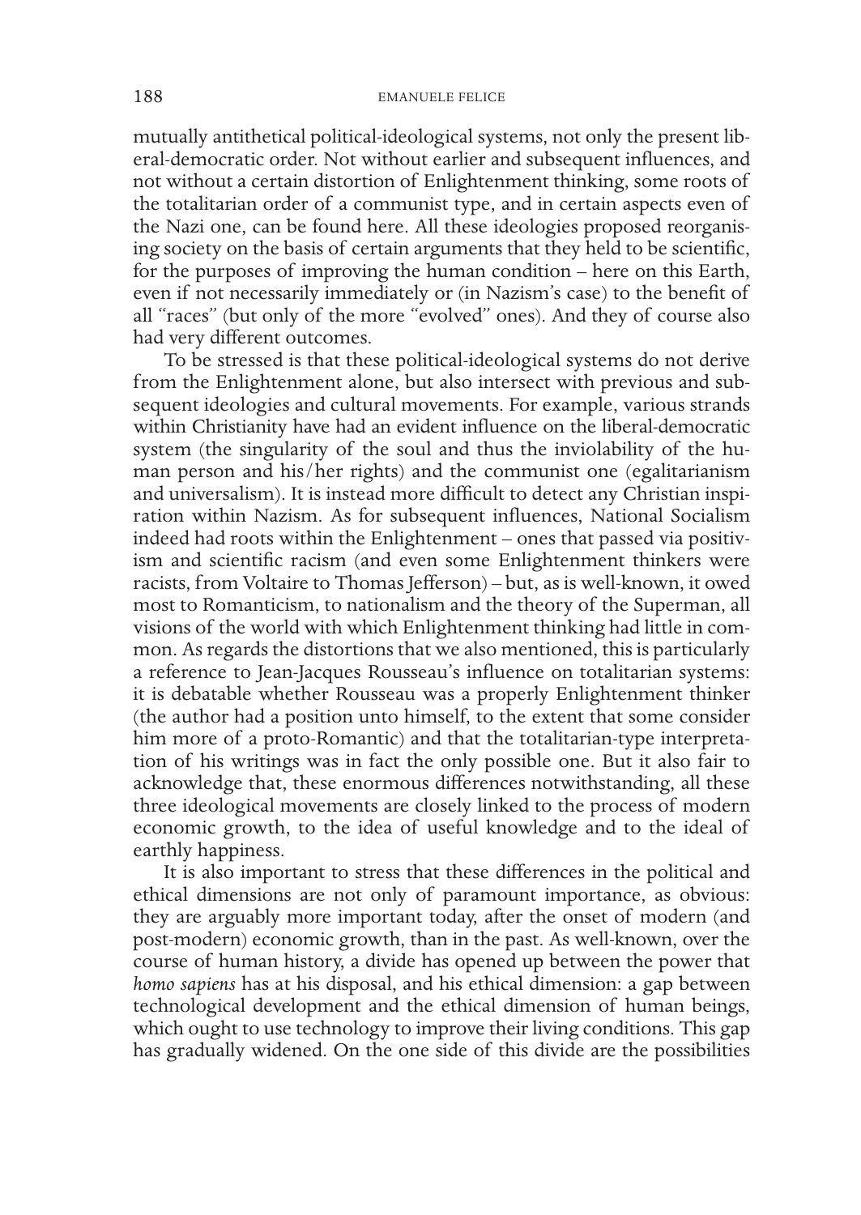mutually antithetical political-ideological systems, not only the present liberal-democratic order. Not without earlier and subsequent influences, and not without a certain distortion of Enlightenment thinking, some roots of the totalitarian order of a communist type, and in certain aspects even of the Nazi one, can be found here. All these ideologies proposed reorganising society on the basis of certain arguments that they held to be scientific, for the purposes of improving the human condition – here on this Earth, even if not necessarily immediately or (in Nazism's case) to the benefit of all "races" (but only of the more "evolved" ones). And they of course also had very different outcomes.

To be stressed is that these political-ideological systems do not derive from the Enlightenment alone, but also intersect with previous and subsequent ideologies and cultural movements. For example, various strands within Christianity have had an evident influence on the liberal-democratic system (the singularity of the soul and thus the inviolability of the human person and his/her rights) and the communist one (egalitarianism and universalism). It is instead more difficult to detect any Christian inspiration within Nazism. As for subsequent influences, National Socialism indeed had roots within the Enlightenment – ones that passed via positivism and scientific racism (and even some Enlightenment thinkers were racists, from Voltaire to Thomas Jefferson) – but, as is well-known, it owed most to Romanticism, to nationalism and the theory of the Superman, all visions of the world with which Enlightenment thinking had little in common. As regards the distortions that we also mentioned, this is particularly a reference to Jean-Jacques Rousseau's influence on totalitarian systems: it is debatable whether Rousseau was a properly Enlightenment thinker (the author had a position unto himself, to the extent that some consider him more of a proto-Romantic) and that the totalitarian-type interpretation of his writings was in fact the only possible one. But it also fair to acknowledge that, these enormous differences notwithstanding, all these three ideological movements are closely linked to the process of modern economic growth, to the idea of useful knowledge and to the ideal of earthly happiness.

It is also important to stress that these differences in the political and ethical dimensions are not only of paramount importance, as obvious: they are arguably more important today, after the onset of modern (and post-modern) economic growth, than in the past. As well-known, over the course of human history, a divide has opened up between the power that *homo sapiens* has at his disposal, and his ethical dimension: a gap between technological development and the ethical dimension of human beings, which ought to use technology to improve their living conditions. This gap has gradually widened. On the one side of this divide are the possibilities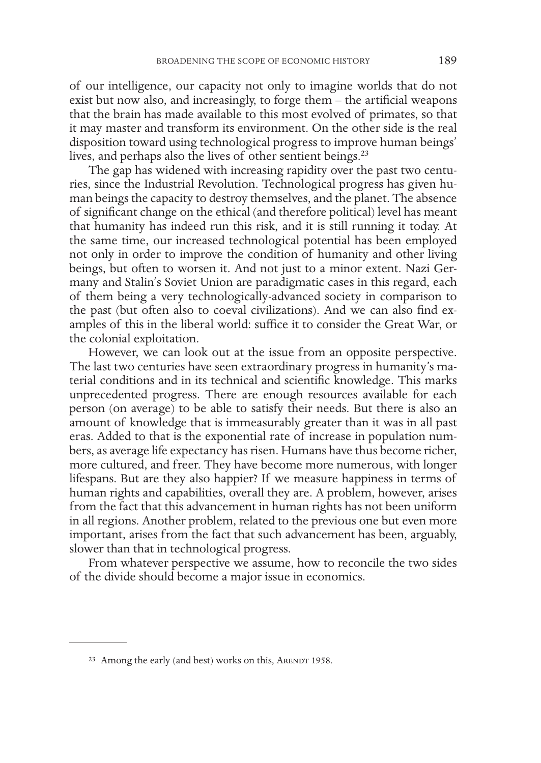of our intelligence, our capacity not only to imagine worlds that do not exist but now also, and increasingly, to forge them – the artificial weapons that the brain has made available to this most evolved of primates, so that it may master and transform its environment. On the other side is the real disposition toward using technological progress to improve human beings' lives, and perhaps also the lives of other sentient beings.[23]

The gap has widened with increasing rapidity over the past two centuries, since the Industrial Revolution. Technological progress has given human beings the capacity to destroy themselves, and the planet. The absence of significant change on the ethical (and therefore political) level has meant that humanity has indeed run this risk, and it is still running it today. At the same time, our increased technological potential has been employed not only in order to improve the condition of humanity and other living beings, but often to worsen it. And not just to a minor extent. Nazi Germany and Stalin's Soviet Union are paradigmatic cases in this regard, each of them being a very technologically-advanced society in comparison to the past (but often also to coeval civilizations). And we can also find examples of this in the liberal world: suffice it to consider the Great War, or the colonial exploitation.

However, we can look out at the issue from an opposite perspective. The last two centuries have seen extraordinary progress in humanity's material conditions and in its technical and scientific knowledge. This marks unprecedented progress. There are enough resources available for each person (on average) to be able to satisfy their needs. But there is also an amount of knowledge that is immeasurably greater than it was in all past eras. Added to that is the exponential rate of increase in population numbers, as average life expectancy has risen. Humans have thus become richer, more cultured, and freer. They have become more numerous, with longer lifespans. But are they also happier? If we measure happiness in terms of human rights and capabilities, overall they are. A problem, however, arises from the fact that this advancement in human rights has not been uniform in all regions. Another problem, related to the previous one but even more important, arises from the fact that such advancement has been, arguably, slower than that in technological progress.

From whatever perspective we assume, how to reconcile the two sides of the divide should become a major issue in economics.

---

[23] Among the early (and best) works on this, Arendt 1958.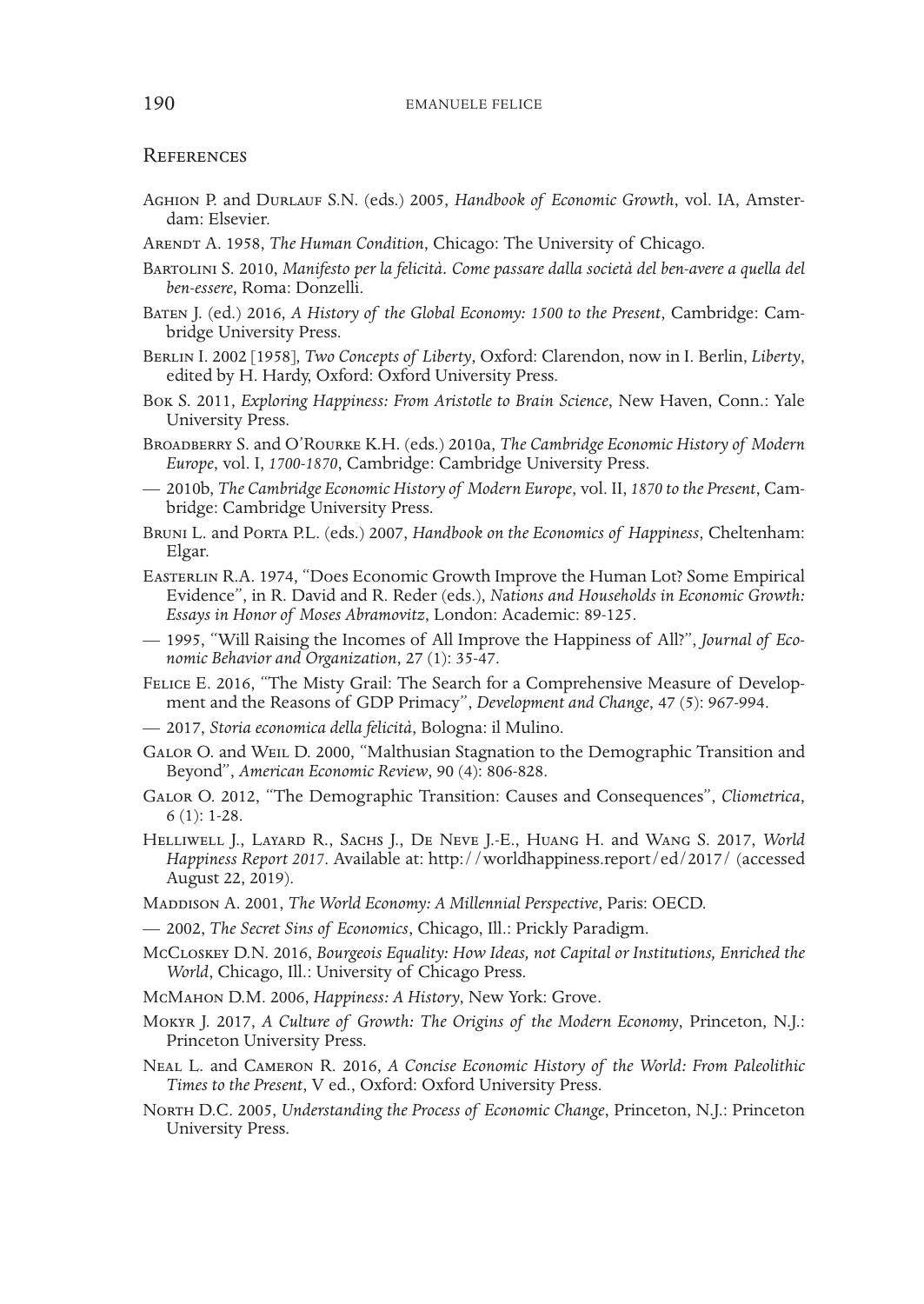## References

Aghion P. and Durlauf S.N. (eds.) 2005, *Handbook of Economic Growth*, vol. IA, Amsterdam: Elsevier.

Arendt A. 1958, *The Human Condition*, Chicago: The University of Chicago.

Bartolini S. 2010, *Manifesto per la felicità. Come passare dalla società del ben-avere a quella del ben-essere*, Roma: Donzelli.

Baten J. (ed.) 2016, *A History of the Global Economy: 1500 to the Present*, Cambridge: Cambridge University Press.

Berlin I. 2002 [1958], *Two Concepts of Liberty*, Oxford: Clarendon, now in I. Berlin, *Liberty*, edited by H. Hardy, Oxford: Oxford University Press.

Bok S. 2011, *Exploring Happiness: From Aristotle to Brain Science*, New Haven, Conn.: Yale University Press.

Broadberry S. and O'Rourke K.H. (eds.) 2010a, *The Cambridge Economic History of Modern Europe*, vol. I, *1700-1870*, Cambridge: Cambridge University Press.

— 2010b, *The Cambridge Economic History of Modern Europe*, vol. II, *1870 to the Present*, Cambridge: Cambridge University Press.

Bruni L. and Porta P.L. (eds.) 2007, *Handbook on the Economics of Happiness*, Cheltenham: Elgar.

Easterlin R.A. 1974, "Does Economic Growth Improve the Human Lot? Some Empirical Evidence", in R. David and R. Reder (eds.), *Nations and Households in Economic Growth: Essays in Honor of Moses Abramovitz*, London: Academic: 89-125.

— 1995, "Will Raising the Incomes of All Improve the Happiness of All?", *Journal of Economic Behavior and Organization*, 27 (1): 35-47.

Felice E. 2016, "The Misty Grail: The Search for a Comprehensive Measure of Development and the Reasons of GDP Primacy", *Development and Change*, 47 (5): 967-994.

— 2017, *Storia economica della felicità*, Bologna: il Mulino.

Galor O. and Weil D. 2000, "Malthusian Stagnation to the Demographic Transition and Beyond", *American Economic Review*, 90 (4): 806-828.

Galor O. 2012, "The Demographic Transition: Causes and Consequences", *Cliometrica*, 6 (1): 1-28.

Helliwell J., Layard R., Sachs J., De Neve J.-E., Huang H. and Wang S. 2017, *World Happiness Report 2017*. Available at: http://worldhappiness.report/ed/2017/ (accessed August 22, 2019).

Maddison A. 2001, *The World Economy: A Millennial Perspective*, Paris: OECD.

— 2002, *The Secret Sins of Economics*, Chicago, Ill.: Prickly Paradigm.

McCloskey D.N. 2016, *Bourgeois Equality: How Ideas, not Capital or Institutions, Enriched the World*, Chicago, Ill.: University of Chicago Press.

McMahon D.M. 2006, *Happiness: A History*, New York: Grove.

Mokyr J. 2017, *A Culture of Growth: The Origins of the Modern Economy*, Princeton, N.J.: Princeton University Press.

Neal L. and Cameron R. 2016, *A Concise Economic History of the World: From Paleolithic Times to the Present*, V ed., Oxford: Oxford University Press.

North D.C. 2005, *Understanding the Process of Economic Change*, Princeton, N.J.: Princeton University Press.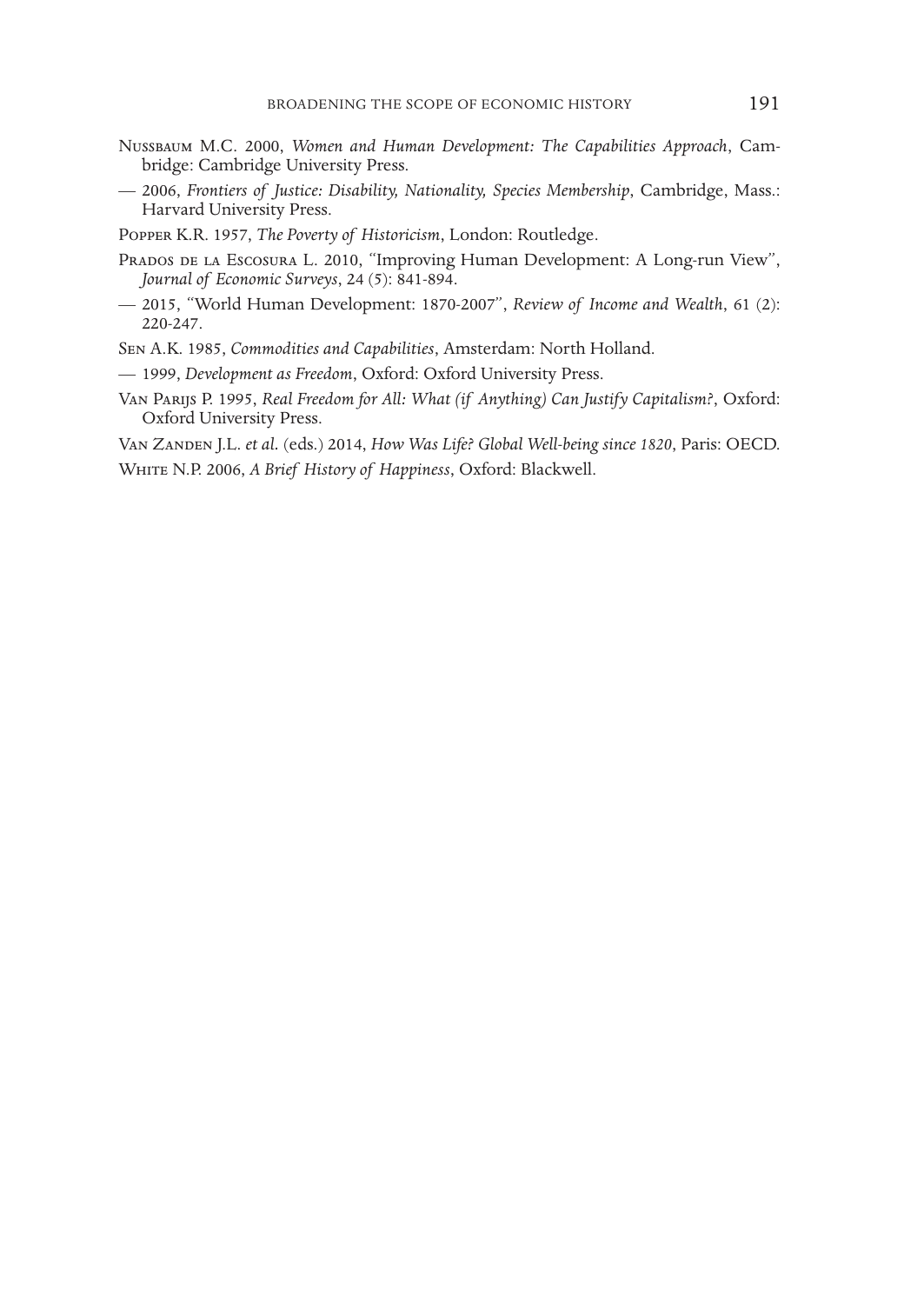Nussbaum M.C. 2000, *Women and Human Development: The Capabilities Approach*, Cambridge: Cambridge University Press.

— 2006, *Frontiers of Justice: Disability, Nationality, Species Membership*, Cambridge, Mass.: Harvard University Press.

Popper K.R. 1957, *The Poverty of Historicism*, London: Routledge.

Prados de la Escosura L. 2010, "Improving Human Development: A Long-run View", *Journal of Economic Surveys*, 24 (5): 841-894.

— 2015, "World Human Development: 1870-2007", *Review of Income and Wealth*, 61 (2): 220-247.

Sen A.K. 1985, *Commodities and Capabilities*, Amsterdam: North Holland.

— 1999, *Development as Freedom*, Oxford: Oxford University Press.

Van Parijs P. 1995, *Real Freedom for All: What (if Anything) Can Justify Capitalism?*, Oxford: Oxford University Press.

Van Zanden J.L. *et al.* (eds.) 2014, *How Was Life? Global Well-being since 1820*, Paris: OECD.

White N.P. 2006, *A Brief History of Happiness*, Oxford: Blackwell.